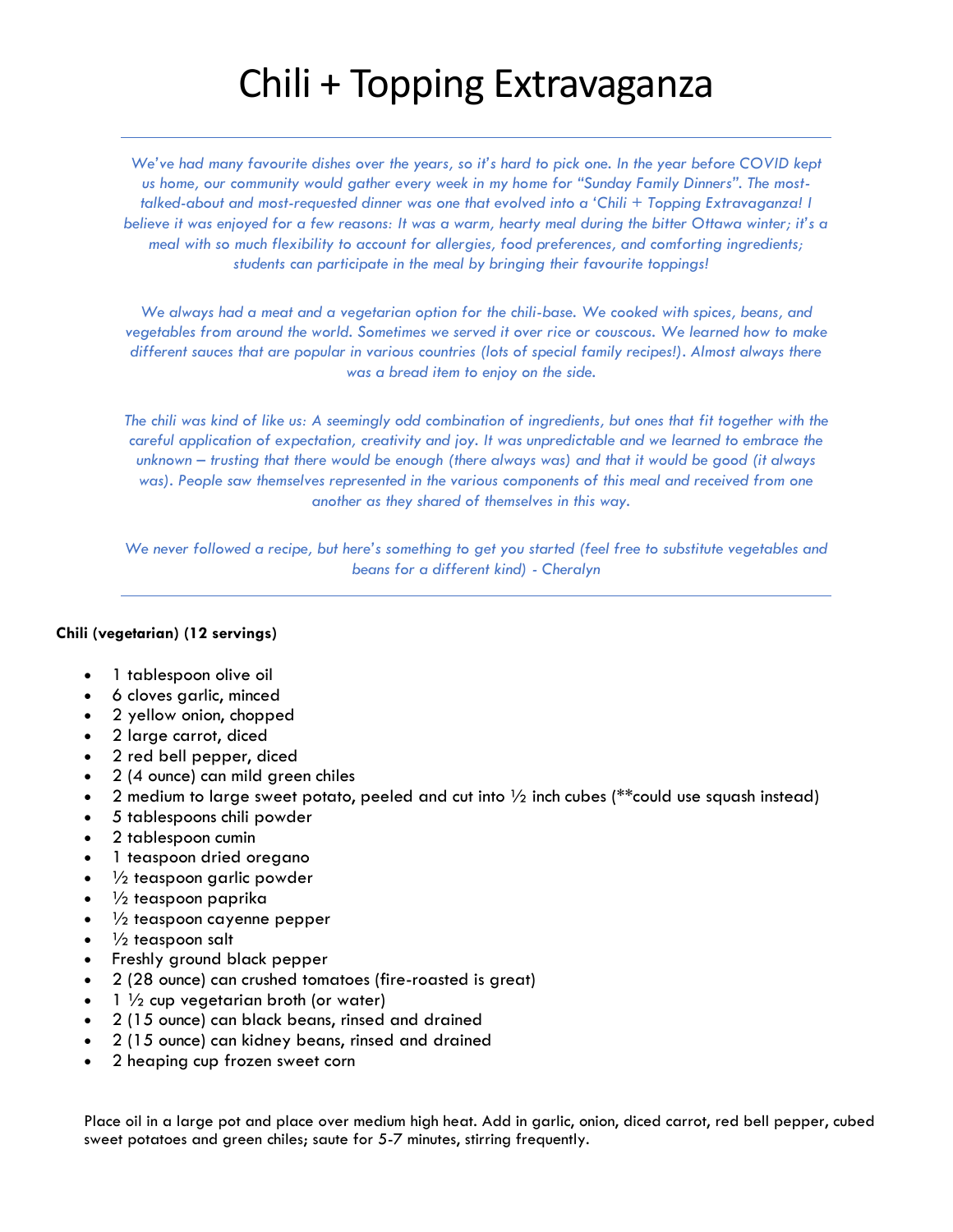# Chili + Topping Extravaganza

---

*We've had many favourite dishes over the years, so it's hard to pick one. In the year before COVID kept us home, our community would gather every week in my home for "Sunday Family Dinners". The most-talked-about and most-requested dinner was one that evolved into a 'Chili + Topping Extravaganza! I believe it was enjoyed for a few reasons: It was a warm, hearty meal during the bitter Ottawa winter; it's a meal with so much flexibility to account for allergies, food preferences, and comforting ingredients; students can participate in the meal by bringing their favourite toppings!*

*We always had a meat and a vegetarian option for the chili-base. We cooked with spices, beans, and vegetables from around the world. Sometimes we served it over rice or couscous. We learned how to make different sauces that are popular in various countries (lots of special family recipes!). Almost always there was a bread item to enjoy on the side.*

*The chili was kind of like us: A seemingly odd combination of ingredients, but ones that fit together with the careful application of expectation, creativity and joy. It was unpredictable and we learned to embrace the unknown – trusting that there would be enough (there always was) and that it would be good (it always was). People saw themselves represented in the various components of this meal and received from one another as they shared of themselves in this way.*

*We never followed a recipe, but here's something to get you started (feel free to substitute vegetables and beans for a different kind) - Cheralyn*

---

**Chili (vegetarian) (12 servings)**

- 1 tablespoon olive oil
- 6 cloves garlic, minced
- 2 yellow onion, chopped
- 2 large carrot, diced
- 2 red bell pepper, diced
- 2 (4 ounce) can mild green chiles
- 2 medium to large sweet potato, peeled and cut into ½ inch cubes (**could use squash instead)
- 5 tablespoons chili powder
- 2 tablespoon cumin
- 1 teaspoon dried oregano
- ½ teaspoon garlic powder
- ½ teaspoon paprika
- ½ teaspoon cayenne pepper
- ½ teaspoon salt
- Freshly ground black pepper
- 2 (28 ounce) can crushed tomatoes (fire-roasted is great)
- 1 ½ cup vegetarian broth (or water)
- 2 (15 ounce) can black beans, rinsed and drained
- 2 (15 ounce) can kidney beans, rinsed and drained
- 2 heaping cup frozen sweet corn

Place oil in a large pot and place over medium high heat. Add in garlic, onion, diced carrot, red bell pepper, cubed sweet potatoes and green chiles; saute for 5-7 minutes, stirring frequently.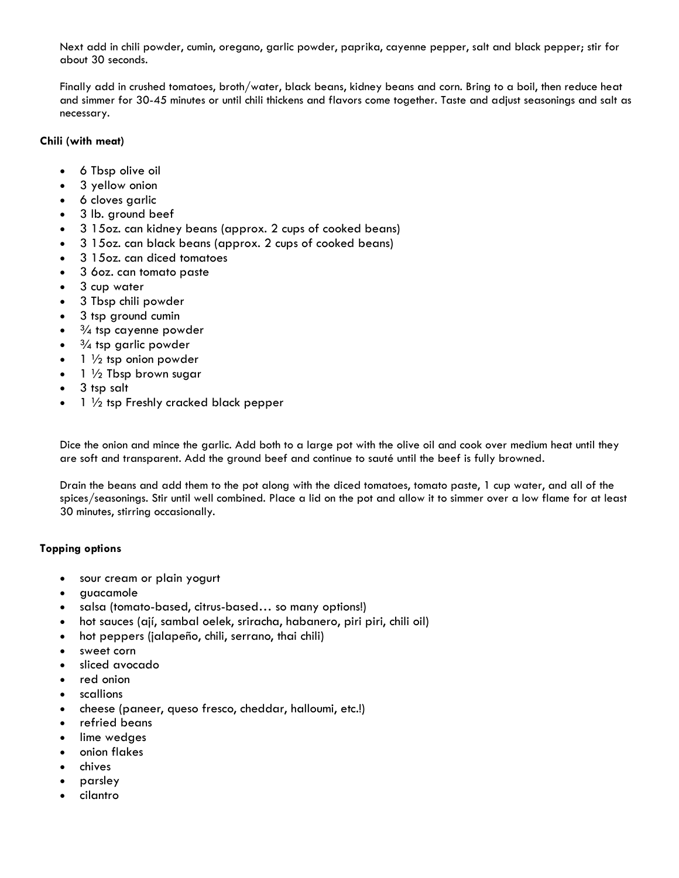Next add in chili powder, cumin, oregano, garlic powder, paprika, cayenne pepper, salt and black pepper; stir for about 30 seconds.

Finally add in crushed tomatoes, broth/water, black beans, kidney beans and corn. Bring to a boil, then reduce heat and simmer for 30-45 minutes or until chili thickens and flavors come together. Taste and adjust seasonings and salt as necessary.

**Chili (with meat)**

- 6 Tbsp olive oil
- 3 yellow onion
- 6 cloves garlic
- 3 lb. ground beef
- 3 15oz. can kidney beans (approx. 2 cups of cooked beans)
- 3 15oz. can black beans (approx. 2 cups of cooked beans)
- 3 15oz. can diced tomatoes
- 3 6oz. can tomato paste
- 3 cup water
- 3 Tbsp chili powder
- 3 tsp ground cumin
- ¾ tsp cayenne powder
- ¾ tsp garlic powder
- 1 ½ tsp onion powder
- 1 ½ Tbsp brown sugar
- 3 tsp salt
- 1 ½ tsp Freshly cracked black pepper

Dice the onion and mince the garlic. Add both to a large pot with the olive oil and cook over medium heat until they are soft and transparent. Add the ground beef and continue to sauté until the beef is fully browned.

Drain the beans and add them to the pot along with the diced tomatoes, tomato paste, 1 cup water, and all of the spices/seasonings. Stir until well combined. Place a lid on the pot and allow it to simmer over a low flame for at least 30 minutes, stirring occasionally.

**Topping options**

- sour cream or plain yogurt
- guacamole
- salsa (tomato-based, citrus-based… so many options!)
- hot sauces (ají, sambal oelek, sriracha, habanero, piri piri, chili oil)
- hot peppers (jalapeño, chili, serrano, thai chili)
- sweet corn
- sliced avocado
- red onion
- scallions
- cheese (paneer, queso fresco, cheddar, halloumi, etc.!)
- refried beans
- lime wedges
- onion flakes
- chives
- parsley
- cilantro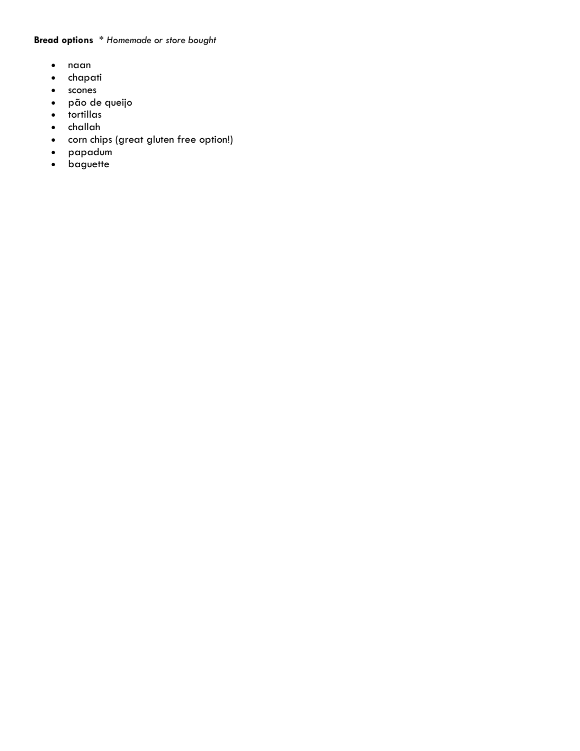**Bread options** *\* Homemade or store bought*

- naan
- chapati
- scones
- pão de queijo
- tortillas
- challah
- corn chips (great gluten free option!)
- papadum
- baguette